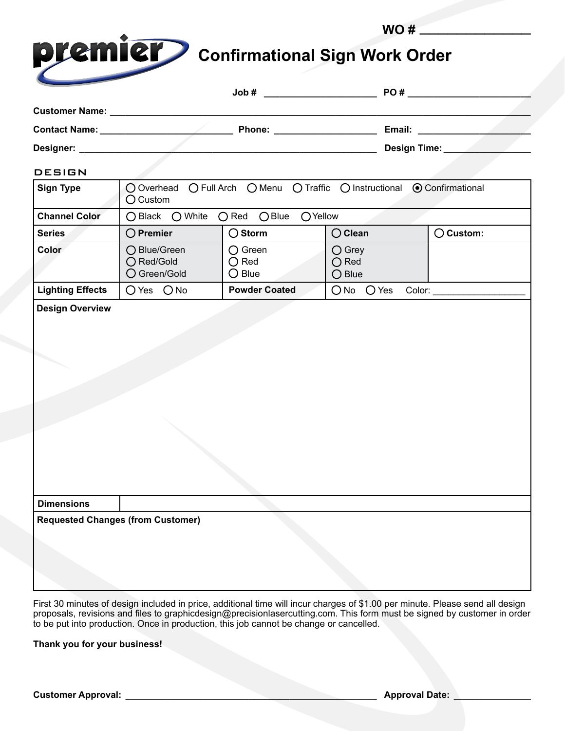WO # ________________

premier

# Confirmational Sign Work Order

Job # ____________________ PO # ______________________

Customer Name: ______________________________________________________________________________

Contact Name: _______________________ Phone: __________________ Email: ____________________

Designer: _______________________________________________________ Design Time: ________________

## DESIGN

| Sign Type | ○ Overhead ○ Full Arch ○ Menu ○ Traffic ○ Instructional ⦿ Confirmational ○ Custom | | | |
|---|---|---|---|---|
| **Channel Color** | ○ Black ○ White ○ Red ○ Blue ○ Yellow | | | |
| **Series** | ○ **Premier** | ○ **Storm** | ○ **Clean** | ○ **Custom:** |
| **Color** | ○ Blue/Green ○ Red/Gold ○ Green/Gold | ○ Green ○ Red ○ Blue | ○ Grey ○ Red ○ Blue | |
| **Lighting Effects** | ○ Yes ○ No | **Powder Coated** | ○ No ○ Yes Color: ________________ | |

**Design Overview**

| **Dimensions** | |
|---|---|

**Requested Changes (from Customer)**

First 30 minutes of design included in price, additional time will incur charges of $1.00 per minute. Please send all design proposals, revisions and files to graphicdesign@precisionlasercutting.com. This form must be signed by customer in order to be put into production. Once in production, this job cannot be change or cancelled.

**Thank you for your business!**

**Customer Approval:** ______________________________________________ **Approval Date:** ______________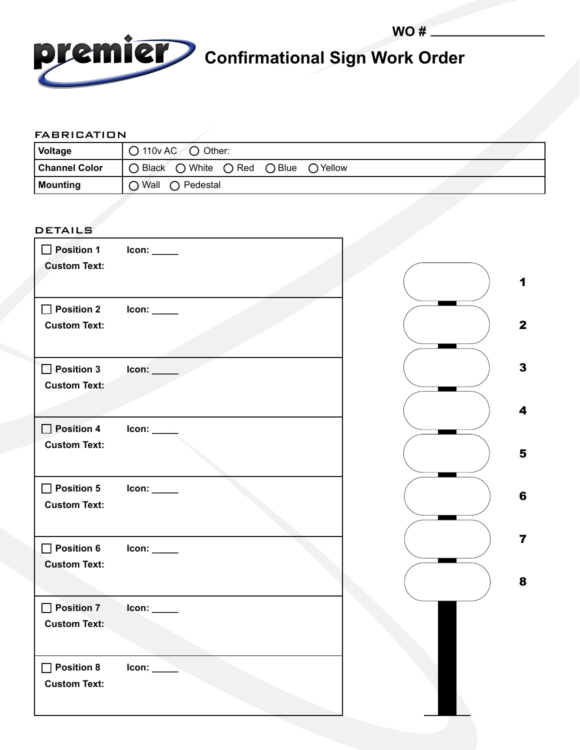WO # ________________

# Confirmational Sign Work Order

## FABRICATION

| | |
|---|---|
| **Voltage** | ◯ 110v AC ◯ Other: |
| **Channel Color** | ◯ Black ◯ White ◯ Red ◯ Blue ◯ Yellow |
| **Mounting** | ◯ Wall ◯ Pedestal |

## DETAILS

☐ **Position 1** **Icon:** _____
**Custom Text:**

☐ **Position 2** **Icon:** _____
**Custom Text:**

☐ **Position 3** **Icon:** _____
**Custom Text:**

☐ **Position 4** **Icon:** _____
**Custom Text:**

☐ **Position 5** **Icon:** _____
**Custom Text:**

☐ **Position 6** **Icon:** _____
**Custom Text:**

☐ **Position 7** **Icon:** _____
**Custom Text:**

☐ **Position 8** **Icon:** _____
**Custom Text:**

1
2
3
4
5
6
7
8